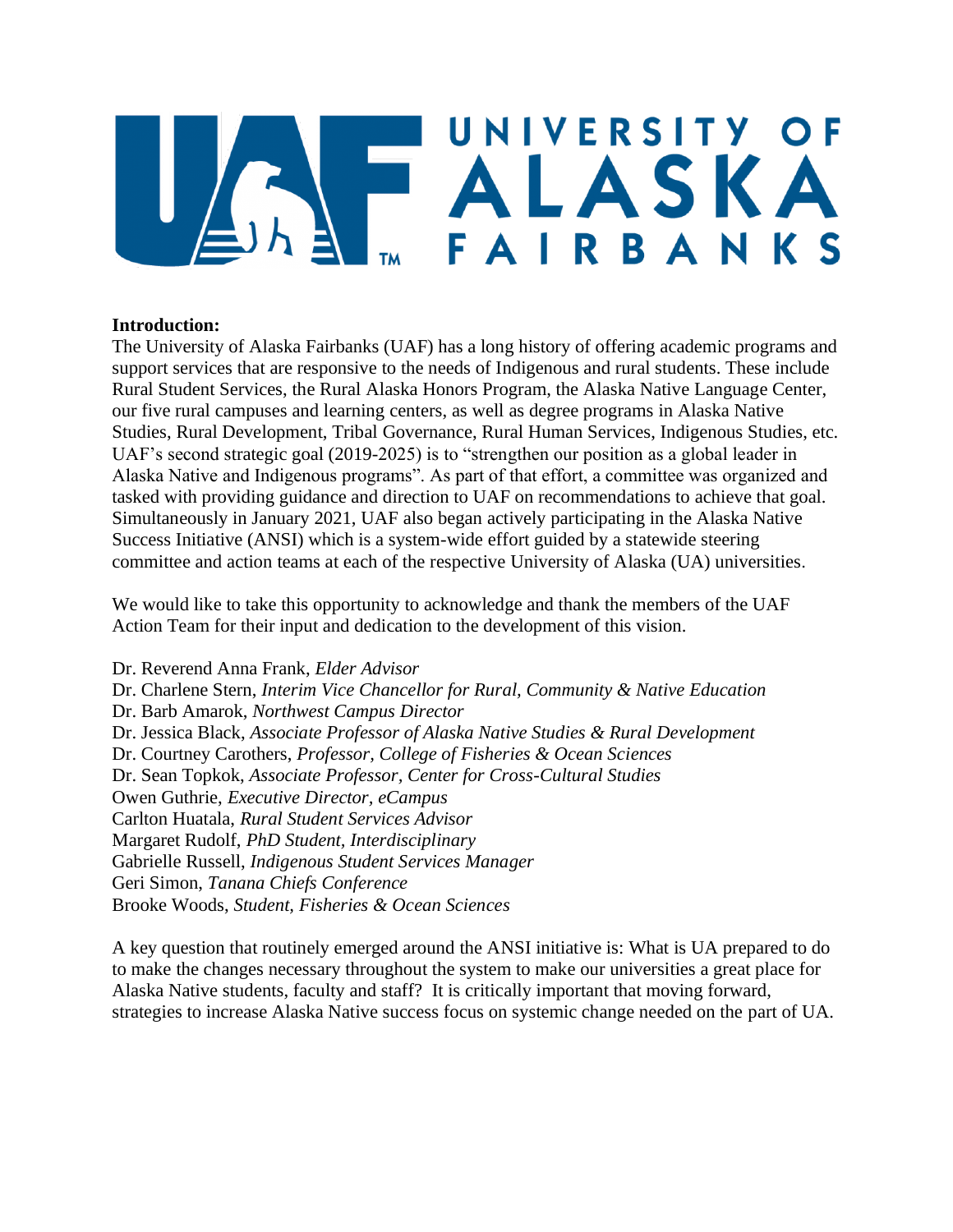UNIVERSITY OF ALASKA FAIRBANKS

**Introduction:**
The University of Alaska Fairbanks (UAF) has a long history of offering academic programs and support services that are responsive to the needs of Indigenous and rural students. These include Rural Student Services, the Rural Alaska Honors Program, the Alaska Native Language Center, our five rural campuses and learning centers, as well as degree programs in Alaska Native Studies, Rural Development, Tribal Governance, Rural Human Services, Indigenous Studies, etc. UAF's second strategic goal (2019-2025) is to "strengthen our position as a global leader in Alaska Native and Indigenous programs". As part of that effort, a committee was organized and tasked with providing guidance and direction to UAF on recommendations to achieve that goal. Simultaneously in January 2021, UAF also began actively participating in the Alaska Native Success Initiative (ANSI) which is a system-wide effort guided by a statewide steering committee and action teams at each of the respective University of Alaska (UA) universities.

We would like to take this opportunity to acknowledge and thank the members of the UAF Action Team for their input and dedication to the development of this vision.

Dr. Reverend Anna Frank, *Elder Advisor*
Dr. Charlene Stern, *Interim Vice Chancellor for Rural, Community & Native Education*
Dr. Barb Amarok, *Northwest Campus Director*
Dr. Jessica Black, *Associate Professor of Alaska Native Studies & Rural Development*
Dr. Courtney Carothers, *Professor, College of Fisheries & Ocean Sciences*
Dr. Sean Topkok, *Associate Professor, Center for Cross-Cultural Studies*
Owen Guthrie, *Executive Director, eCampus*
Carlton Huatala, *Rural Student Services Advisor*
Margaret Rudolf, *PhD Student, Interdisciplinary*
Gabrielle Russell, *Indigenous Student Services Manager*
Geri Simon, *Tanana Chiefs Conference*
Brooke Woods, *Student, Fisheries & Ocean Sciences*

A key question that routinely emerged around the ANSI initiative is: What is UA prepared to do to make the changes necessary throughout the system to make our universities a great place for Alaska Native students, faculty and staff? It is critically important that moving forward, strategies to increase Alaska Native success focus on systemic change needed on the part of UA.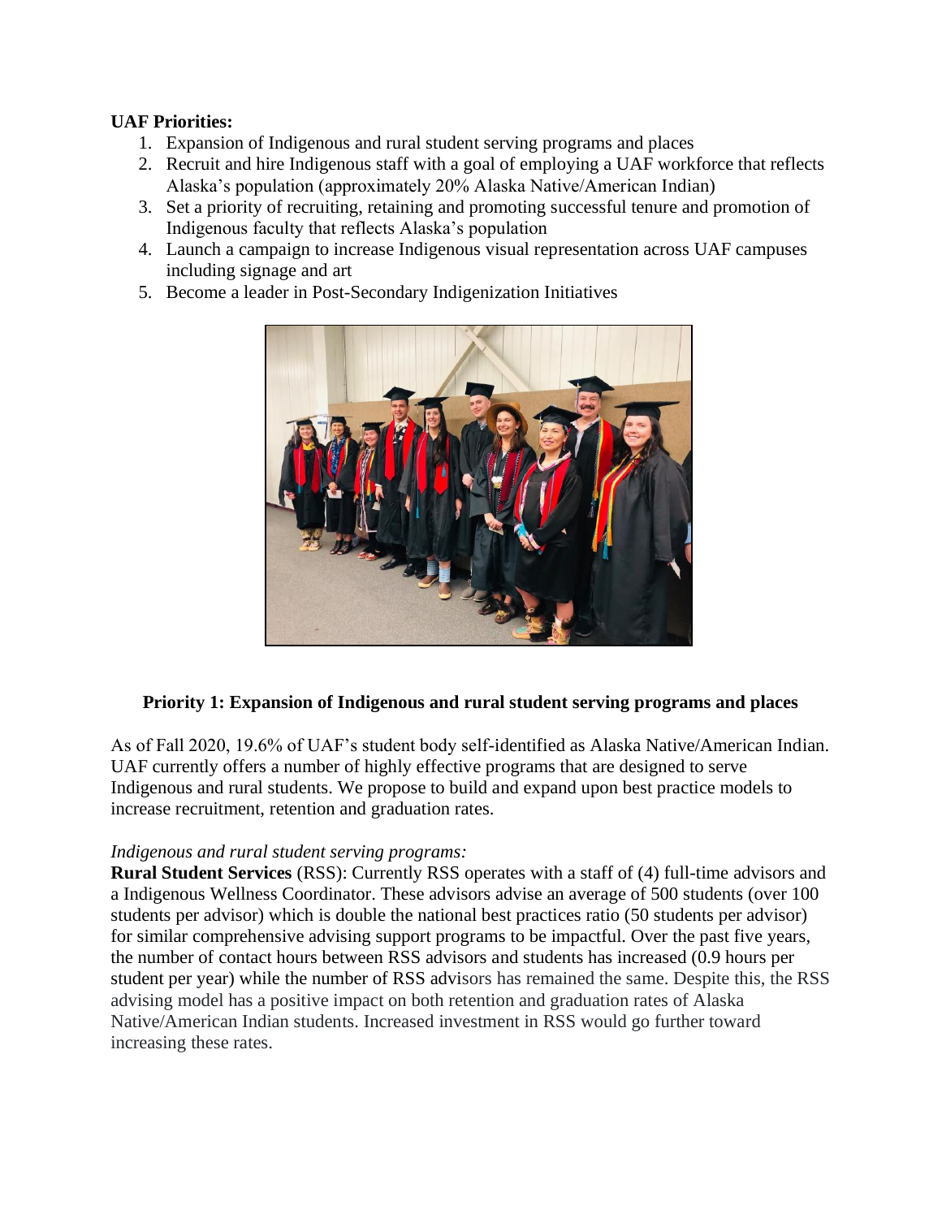**UAF Priorities:**

1. Expansion of Indigenous and rural student serving programs and places
2. Recruit and hire Indigenous staff with a goal of employing a UAF workforce that reflects Alaska's population (approximately 20% Alaska Native/American Indian)
3. Set a priority of recruiting, retaining and promoting successful tenure and promotion of Indigenous faculty that reflects Alaska's population
4. Launch a campaign to increase Indigenous visual representation across UAF campuses including signage and art
5. Become a leader in Post-Secondary Indigenization Initiatives

## Priority 1: Expansion of Indigenous and rural student serving programs and places

As of Fall 2020, 19.6% of UAF's student body self-identified as Alaska Native/American Indian. UAF currently offers a number of highly effective programs that are designed to serve Indigenous and rural students. We propose to build and expand upon best practice models to increase recruitment, retention and graduation rates.

*Indigenous and rural student serving programs:*

**Rural Student Services** (RSS): Currently RSS operates with a staff of (4) full-time advisors and a Indigenous Wellness Coordinator. These advisors advise an average of 500 students (over 100 students per advisor) which is double the national best practices ratio (50 students per advisor) for similar comprehensive advising support programs to be impactful. Over the past five years, the number of contact hours between RSS advisors and students has increased (0.9 hours per student per year) while the number of RSS advisors has remained the same. Despite this, the RSS advising model has a positive impact on both retention and graduation rates of Alaska Native/American Indian students. Increased investment in RSS would go further toward increasing these rates.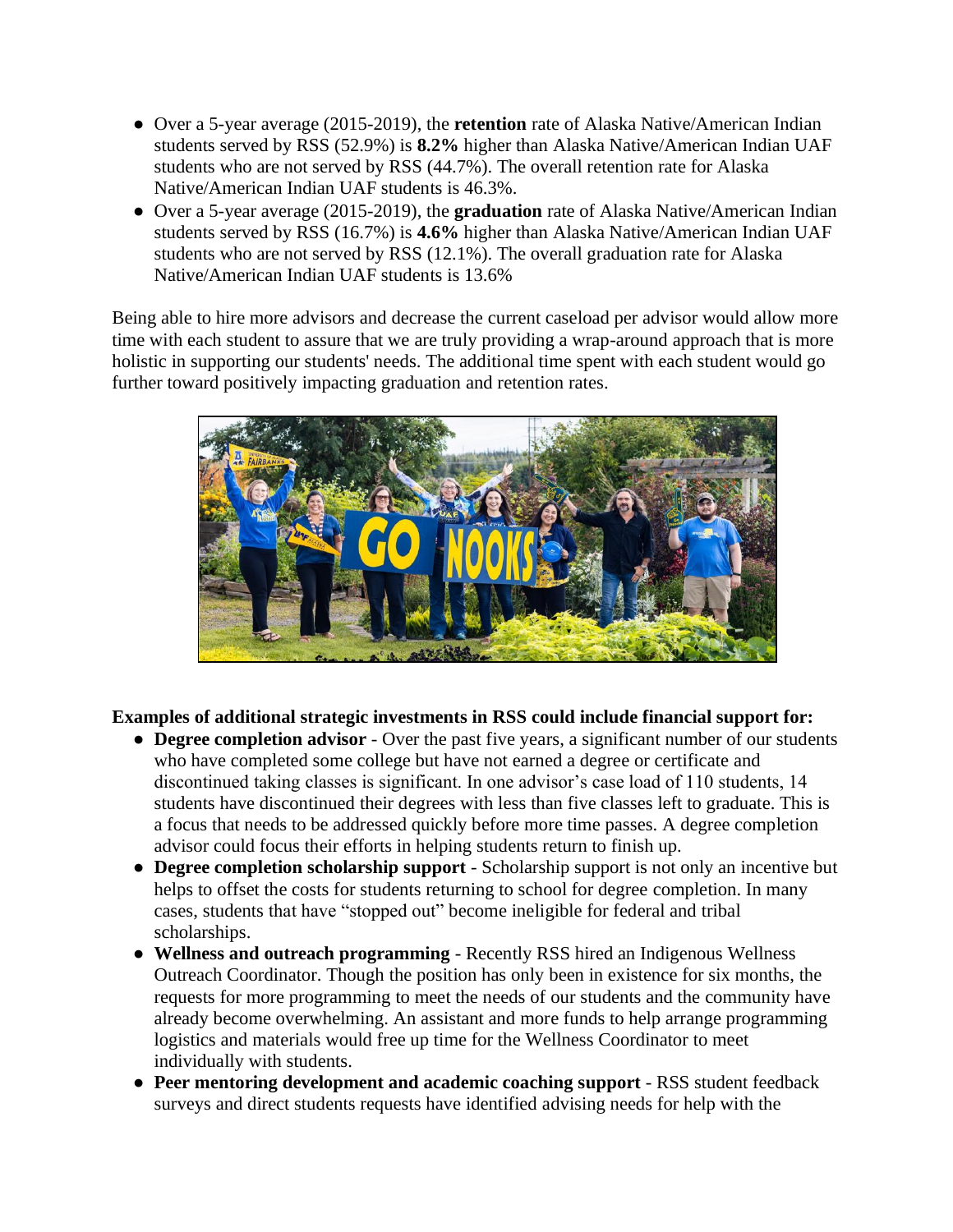- Over a 5-year average (2015-2019), the **retention** rate of Alaska Native/American Indian students served by RSS (52.9%) is **8.2%** higher than Alaska Native/American Indian UAF students who are not served by RSS (44.7%). The overall retention rate for Alaska Native/American Indian UAF students is 46.3%.
- Over a 5-year average (2015-2019), the **graduation** rate of Alaska Native/American Indian students served by RSS (16.7%) is **4.6%** higher than Alaska Native/American Indian UAF students who are not served by RSS (12.1%). The overall graduation rate for Alaska Native/American Indian UAF students is 13.6%

Being able to hire more advisors and decrease the current caseload per advisor would allow more time with each student to assure that we are truly providing a wrap-around approach that is more holistic in supporting our students' needs. The additional time spent with each student would go further toward positively impacting graduation and retention rates.

**Examples of additional strategic investments in RSS could include financial support for:**

- **Degree completion advisor** - Over the past five years, a significant number of our students who have completed some college but have not earned a degree or certificate and discontinued taking classes is significant. In one advisor's case load of 110 students, 14 students have discontinued their degrees with less than five classes left to graduate. This is a focus that needs to be addressed quickly before more time passes. A degree completion advisor could focus their efforts in helping students return to finish up.
- **Degree completion scholarship support** - Scholarship support is not only an incentive but helps to offset the costs for students returning to school for degree completion. In many cases, students that have "stopped out" become ineligible for federal and tribal scholarships.
- **Wellness and outreach programming** - Recently RSS hired an Indigenous Wellness Outreach Coordinator. Though the position has only been in existence for six months, the requests for more programming to meet the needs of our students and the community have already become overwhelming. An assistant and more funds to help arrange programming logistics and materials would free up time for the Wellness Coordinator to meet individually with students.
- **Peer mentoring development and academic coaching support** - RSS student feedback surveys and direct students requests have identified advising needs for help with the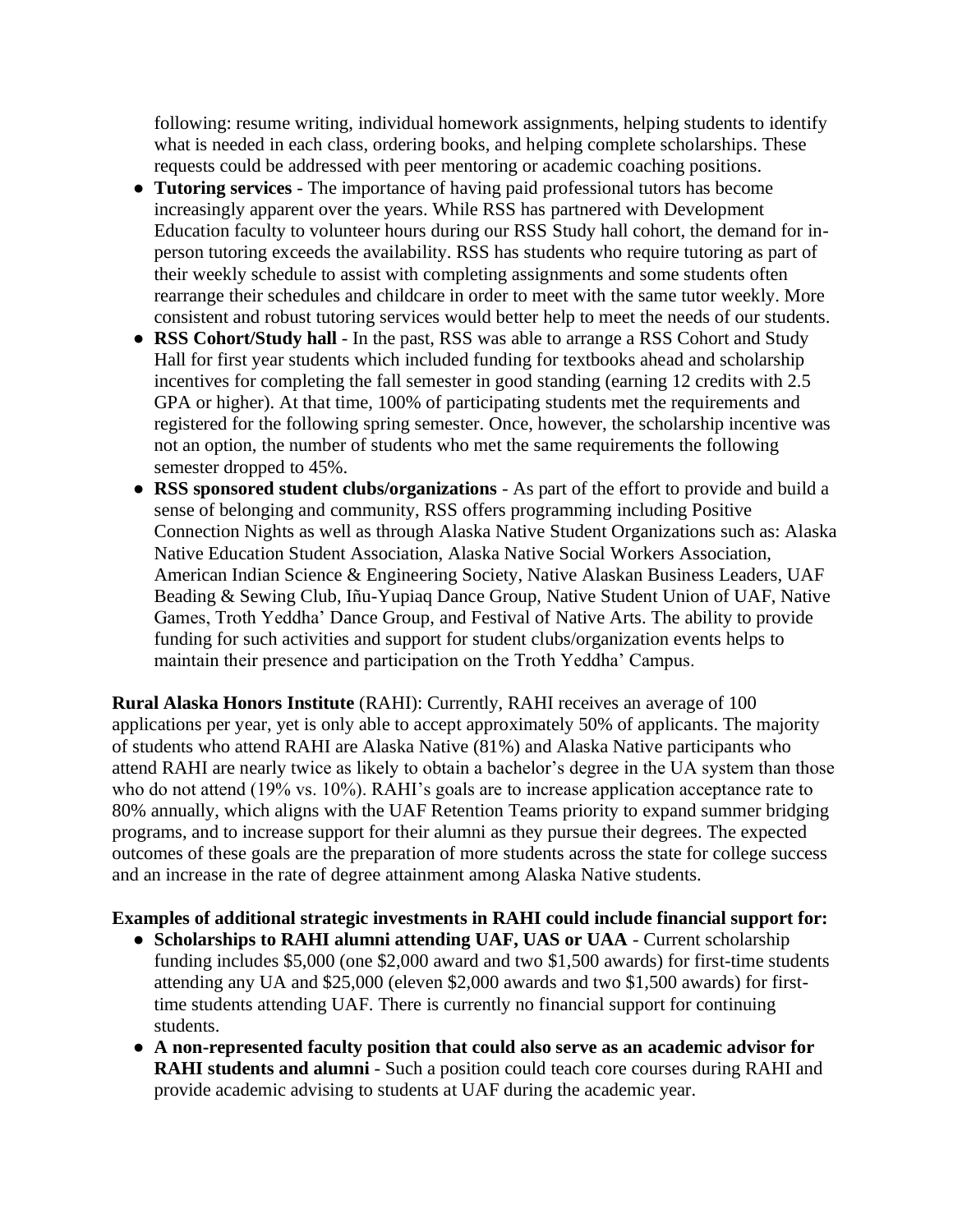following: resume writing, individual homework assignments, helping students to identify what is needed in each class, ordering books, and helping complete scholarships. These requests could be addressed with peer mentoring or academic coaching positions.

- **Tutoring services** - The importance of having paid professional tutors has become increasingly apparent over the years. While RSS has partnered with Development Education faculty to volunteer hours during our RSS Study hall cohort, the demand for in-person tutoring exceeds the availability. RSS has students who require tutoring as part of their weekly schedule to assist with completing assignments and some students often rearrange their schedules and childcare in order to meet with the same tutor weekly. More consistent and robust tutoring services would better help to meet the needs of our students.
- **RSS Cohort/Study hall** - In the past, RSS was able to arrange a RSS Cohort and Study Hall for first year students which included funding for textbooks ahead and scholarship incentives for completing the fall semester in good standing (earning 12 credits with 2.5 GPA or higher). At that time, 100% of participating students met the requirements and registered for the following spring semester. Once, however, the scholarship incentive was not an option, the number of students who met the same requirements the following semester dropped to 45%.
- **RSS sponsored student clubs/organizations** - As part of the effort to provide and build a sense of belonging and community, RSS offers programming including Positive Connection Nights as well as through Alaska Native Student Organizations such as: Alaska Native Education Student Association, Alaska Native Social Workers Association, American Indian Science & Engineering Society, Native Alaskan Business Leaders, UAF Beading & Sewing Club, Iñu-Yupiaq Dance Group, Native Student Union of UAF, Native Games, Troth Yeddha' Dance Group, and Festival of Native Arts. The ability to provide funding for such activities and support for student clubs/organization events helps to maintain their presence and participation on the Troth Yeddha' Campus.

**Rural Alaska Honors Institute** (RAHI): Currently, RAHI receives an average of 100 applications per year, yet is only able to accept approximately 50% of applicants. The majority of students who attend RAHI are Alaska Native (81%) and Alaska Native participants who attend RAHI are nearly twice as likely to obtain a bachelor's degree in the UA system than those who do not attend (19% vs. 10%). RAHI's goals are to increase application acceptance rate to 80% annually, which aligns with the UAF Retention Teams priority to expand summer bridging programs, and to increase support for their alumni as they pursue their degrees. The expected outcomes of these goals are the preparation of more students across the state for college success and an increase in the rate of degree attainment among Alaska Native students.

**Examples of additional strategic investments in RAHI could include financial support for:**

- **Scholarships to RAHI alumni attending UAF, UAS or UAA** - Current scholarship funding includes $5,000 (one $2,000 award and two $1,500 awards) for first-time students attending any UA and $25,000 (eleven $2,000 awards and two $1,500 awards) for first-time students attending UAF. There is currently no financial support for continuing students.
- **A non-represented faculty position that could also serve as an academic advisor for RAHI students and alumni** - Such a position could teach core courses during RAHI and provide academic advising to students at UAF during the academic year.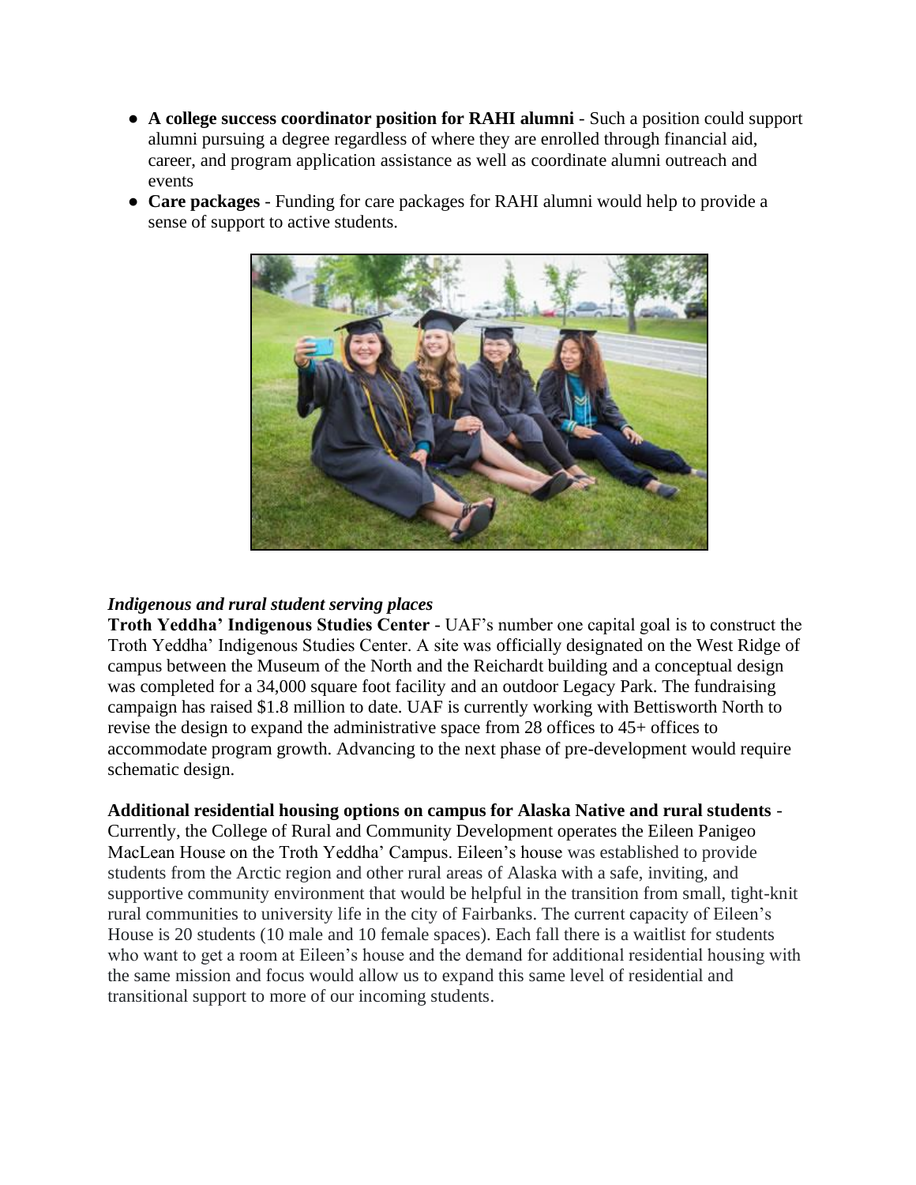- **A college success coordinator position for RAHI alumni** - Such a position could support alumni pursuing a degree regardless of where they are enrolled through financial aid, career, and program application assistance as well as coordinate alumni outreach and events
- **Care packages** - Funding for care packages for RAHI alumni would help to provide a sense of support to active students.

***Indigenous and rural student serving places***

**Troth Yeddha' Indigenous Studies Center** - UAF's number one capital goal is to construct the Troth Yeddha' Indigenous Studies Center. A site was officially designated on the West Ridge of campus between the Museum of the North and the Reichardt building and a conceptual design was completed for a 34,000 square foot facility and an outdoor Legacy Park. The fundraising campaign has raised $1.8 million to date. UAF is currently working with Bettisworth North to revise the design to expand the administrative space from 28 offices to 45+ offices to accommodate program growth. Advancing to the next phase of pre-development would require schematic design.

**Additional residential housing options on campus for Alaska Native and rural students** - Currently, the College of Rural and Community Development operates the Eileen Panigeo MacLean House on the Troth Yeddha' Campus. Eileen's house was established to provide students from the Arctic region and other rural areas of Alaska with a safe, inviting, and supportive community environment that would be helpful in the transition from small, tight-knit rural communities to university life in the city of Fairbanks. The current capacity of Eileen's House is 20 students (10 male and 10 female spaces). Each fall there is a waitlist for students who want to get a room at Eileen's house and the demand for additional residential housing with the same mission and focus would allow us to expand this same level of residential and transitional support to more of our incoming students.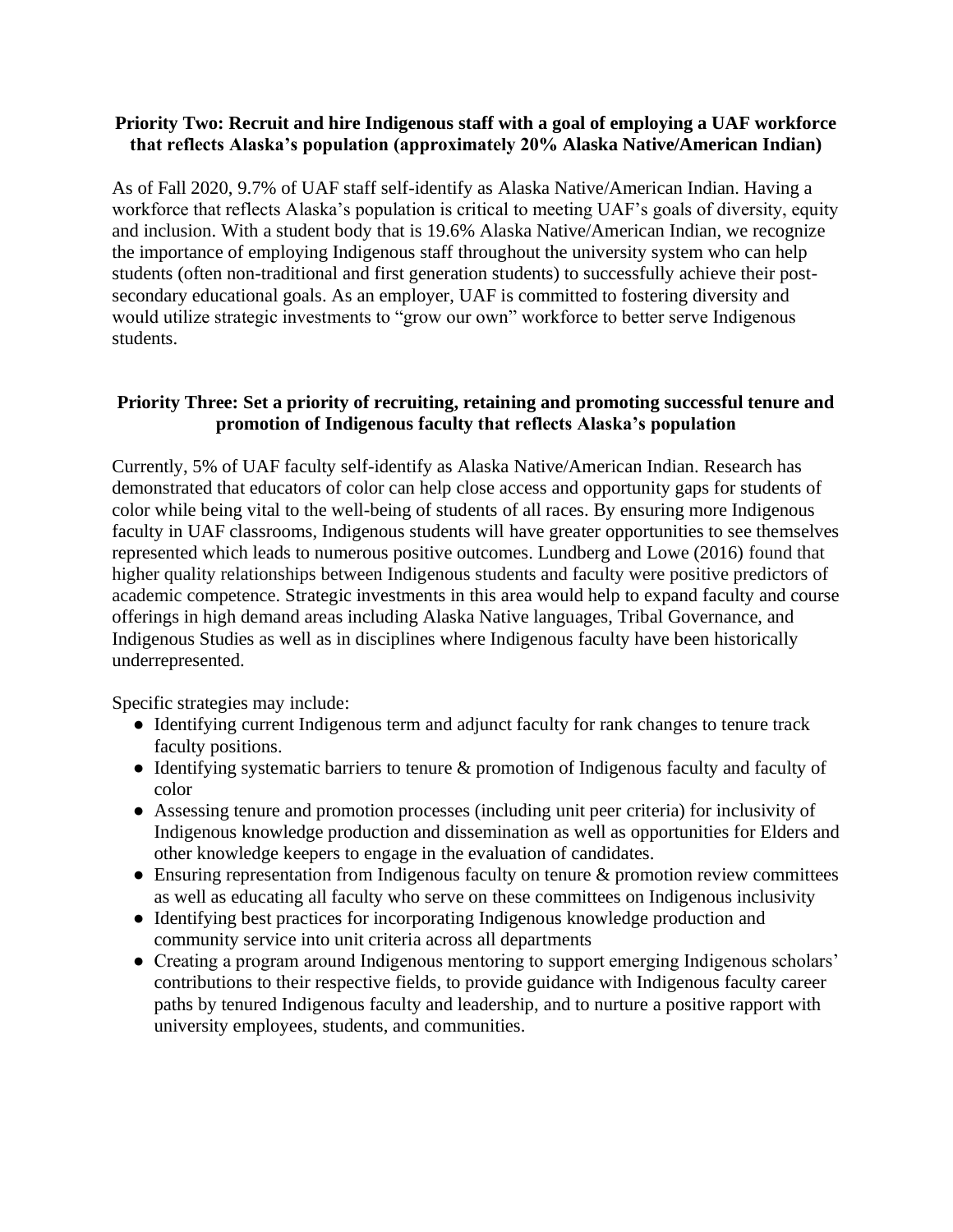### Priority Two: Recruit and hire Indigenous staff with a goal of employing a UAF workforce that reflects Alaska's population (approximately 20% Alaska Native/American Indian)

As of Fall 2020, 9.7% of UAF staff self-identify as Alaska Native/American Indian. Having a workforce that reflects Alaska's population is critical to meeting UAF's goals of diversity, equity and inclusion. With a student body that is 19.6% Alaska Native/American Indian, we recognize the importance of employing Indigenous staff throughout the university system who can help students (often non-traditional and first generation students) to successfully achieve their post-secondary educational goals. As an employer, UAF is committed to fostering diversity and would utilize strategic investments to "grow our own" workforce to better serve Indigenous students.

### Priority Three: Set a priority of recruiting, retaining and promoting successful tenure and promotion of Indigenous faculty that reflects Alaska's population

Currently, 5% of UAF faculty self-identify as Alaska Native/American Indian. Research has demonstrated that educators of color can help close access and opportunity gaps for students of color while being vital to the well-being of students of all races. By ensuring more Indigenous faculty in UAF classrooms, Indigenous students will have greater opportunities to see themselves represented which leads to numerous positive outcomes. Lundberg and Lowe (2016) found that higher quality relationships between Indigenous students and faculty were positive predictors of academic competence. Strategic investments in this area would help to expand faculty and course offerings in high demand areas including Alaska Native languages, Tribal Governance, and Indigenous Studies as well as in disciplines where Indigenous faculty have been historically underrepresented.

Specific strategies may include:

- Identifying current Indigenous term and adjunct faculty for rank changes to tenure track faculty positions.
- Identifying systematic barriers to tenure & promotion of Indigenous faculty and faculty of color
- Assessing tenure and promotion processes (including unit peer criteria) for inclusivity of Indigenous knowledge production and dissemination as well as opportunities for Elders and other knowledge keepers to engage in the evaluation of candidates.
- Ensuring representation from Indigenous faculty on tenure & promotion review committees as well as educating all faculty who serve on these committees on Indigenous inclusivity
- Identifying best practices for incorporating Indigenous knowledge production and community service into unit criteria across all departments
- Creating a program around Indigenous mentoring to support emerging Indigenous scholars' contributions to their respective fields, to provide guidance with Indigenous faculty career paths by tenured Indigenous faculty and leadership, and to nurture a positive rapport with university employees, students, and communities.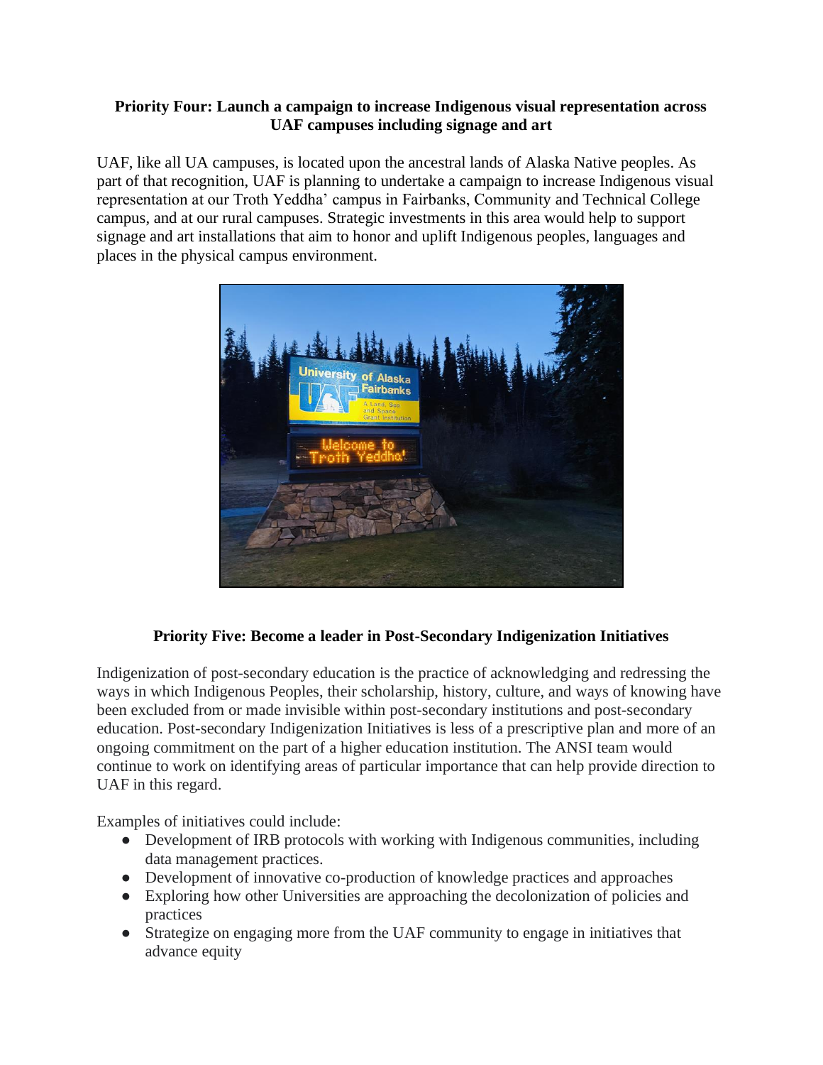**Priority Four: Launch a campaign to increase Indigenous visual representation across UAF campuses including signage and art**

UAF, like all UA campuses, is located upon the ancestral lands of Alaska Native peoples. As part of that recognition, UAF is planning to undertake a campaign to increase Indigenous visual representation at our Troth Yeddha' campus in Fairbanks, Community and Technical College campus, and at our rural campuses. Strategic investments in this area would help to support signage and art installations that aim to honor and uplift Indigenous peoples, languages and places in the physical campus environment.

**Priority Five: Become a leader in Post-Secondary Indigenization Initiatives**

Indigenization of post-secondary education is the practice of acknowledging and redressing the ways in which Indigenous Peoples, their scholarship, history, culture, and ways of knowing have been excluded from or made invisible within post-secondary institutions and post-secondary education. Post-secondary Indigenization Initiatives is less of a prescriptive plan and more of an ongoing commitment on the part of a higher education institution. The ANSI team would continue to work on identifying areas of particular importance that can help provide direction to UAF in this regard.

Examples of initiatives could include:

- Development of IRB protocols with working with Indigenous communities, including data management practices.
- Development of innovative co-production of knowledge practices and approaches
- Exploring how other Universities are approaching the decolonization of policies and practices
- Strategize on engaging more from the UAF community to engage in initiatives that advance equity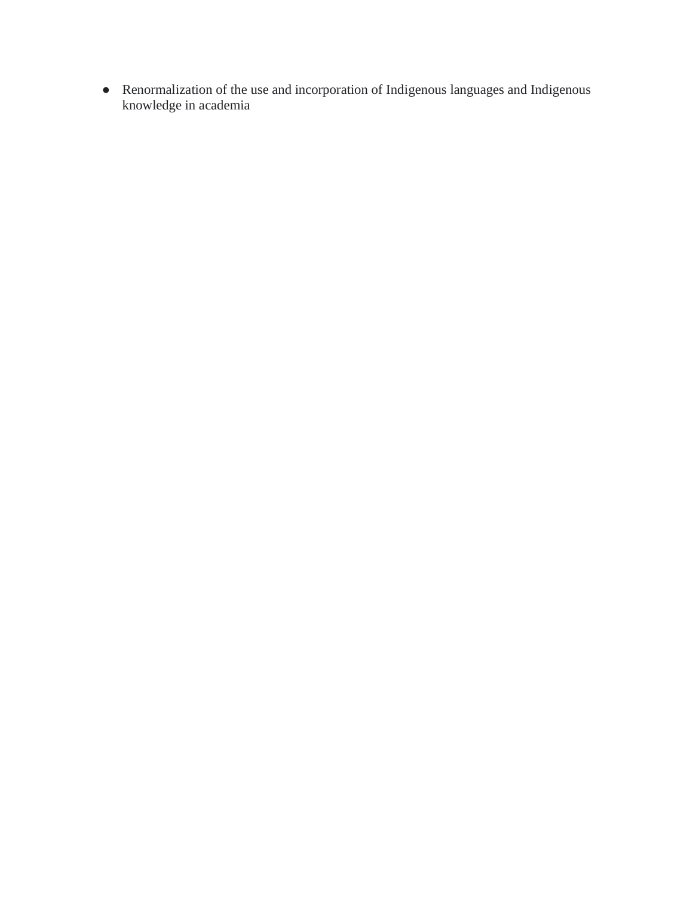- Renormalization of the use and incorporation of Indigenous languages and Indigenous knowledge in academia